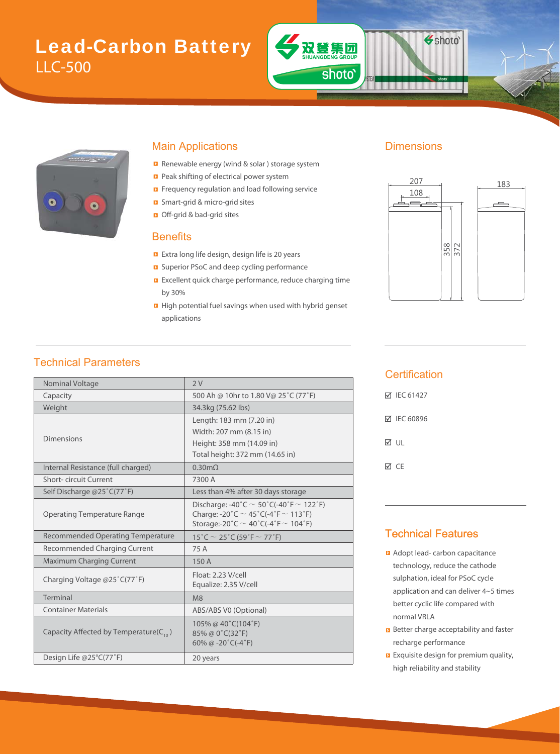# Lead-Carbon Battery

## LLC-500

### Main Applications

- Renewable energy (wind & solar ) storage system
- Peak shifting of electrical power system
- Frequency regulation and load following service
- Smart-grid & micro-grid sites
- Off-grid & bad-grid sites

### Benefits

- Extra long life design, design life is 20 years
- Superior PSoC and deep cycling performance
- Excellent quick charge performance, reduce charging time by 30%
- High potential fuel savings when used with hybrid genset applications

### Dimensions

207
108
358
372
183

### Technical Parameters

| Parameter | Value |
|---|---|
| Nominal Voltage | 2 V |
| Capacity | 500 Ah @ 10hr to 1.80 V@ 25˚C (77˚F) |
| Weight | 34.3kg (75.62 lbs) |
| Dimensions | Length: 183 mm (7.20 in)<br>Width: 207 mm (8.15 in)<br>Height: 358 mm (14.09 in)<br>Total height: 372 mm (14.65 in) |
| Internal Resistance (full charged) | 0.30mΩ |
| Short- circuit Current | 7300 A |
| Self Discharge @25˚C(77˚F) | Less than 4% after 30 days storage |
| Operating Temperature Range | Discharge: -40˚C ~ 50˚C(-40˚F ~ 122˚F)<br>Charge: -20˚C ~ 45˚C(-4˚F ~ 113˚F)<br>Storage:-20˚C ~ 40˚C(-4˚F ~ 104˚F) |
| Recommended Operating Temperature | 15˚C ~ 25˚C (59˚F ~ 77˚F) |
| Recommended Charging Current | 75 A |
| Maximum Charging Current | 150 A |
| Charging Voltage @25˚C(77˚F) | Float: 2.23 V/cell<br>Equalize: 2.35 V/cell |
| Terminal | M8 |
| Container Materials | ABS/ABS V0 (Optional) |
| Capacity Affected by Temperature($C_{10}$) | 105% @ 40˚C(104˚F)<br>85% @ 0˚C(32˚F)<br>60% @ -20˚C(-4˚F) |
| Design Life @25℃(77˚F) | 20 years |

### Certification

- ☑ IEC 61427
- ☑ IEC 60896
- ☑ UL
- ☑ CE

### Technical Features

- Adopt lead- carbon capacitance technology, reduce the cathode sulphation, ideal for PSoC cycle application and can deliver 4~5 times better cyclic life compared with normal VRLA
- Better charge acceptability and faster recharge performance
- Exquisite design for premium quality, high reliability and stability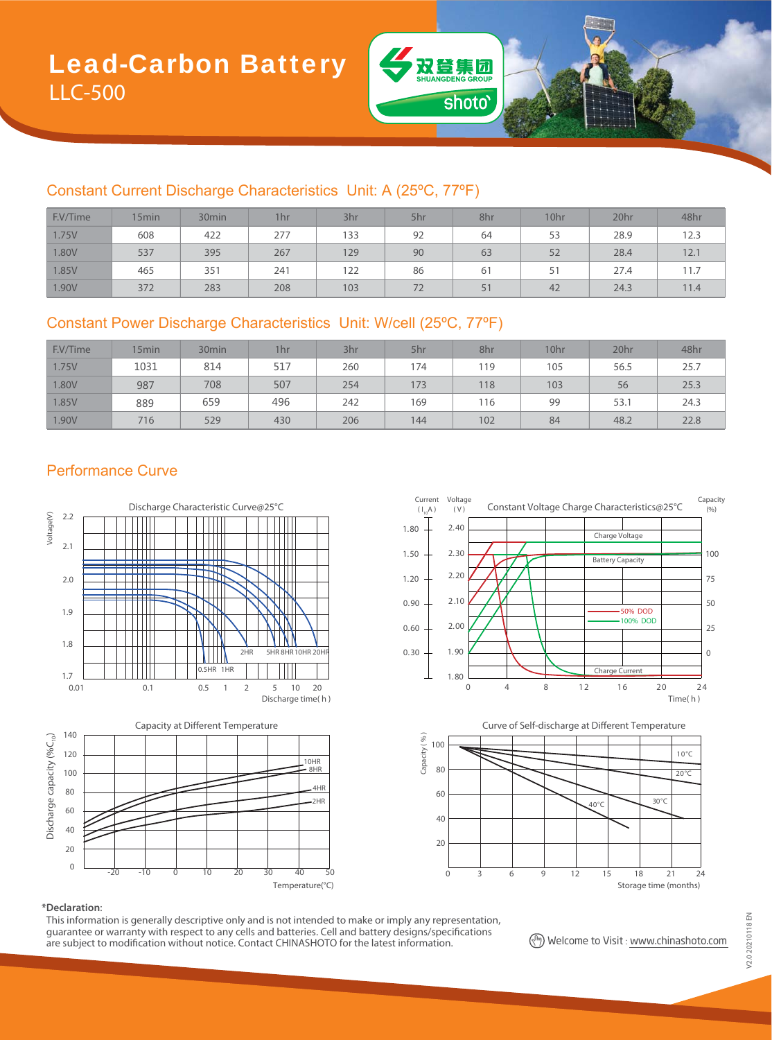# Lead-Carbon Battery

LLC-500

双登集团 SHUANGDENG GROUP shoto

## Constant Current Discharge Characteristics Unit: A (25ºC, 77ºF)

| F.V/Time | 15min | 30min | 1hr | 3hr | 5hr | 8hr | 10hr | 20hr | 48hr |
|---|---|---|---|---|---|---|---|---|---|
| 1.75V | 608 | 422 | 277 | 133 | 92 | 64 | 53 | 28.9 | 12.3 |
| 1.80V | 537 | 395 | 267 | 129 | 90 | 63 | 52 | 28.4 | 12.1 |
| 1.85V | 465 | 351 | 241 | 122 | 86 | 61 | 51 | 27.4 | 11.7 |
| 1.90V | 372 | 283 | 208 | 103 | 72 | 51 | 42 | 24.3 | 11.4 |

## Constant Power Discharge Characteristics Unit: W/cell (25ºC, 77ºF)

| F.V/Time | 15min | 30min | 1hr | 3hr | 5hr | 8hr | 10hr | 20hr | 48hr |
|---|---|---|---|---|---|---|---|---|---|
| 1.75V | 1031 | 814 | 517 | 260 | 174 | 119 | 105 | 56.5 | 25.7 |
| 1.80V | 987 | 708 | 507 | 254 | 173 | 118 | 103 | 56 | 25.3 |
| 1.85V | 889 | 659 | 496 | 242 | 169 | 116 | 99 | 53.1 | 24.3 |
| 1.90V | 716 | 529 | 430 | 206 | 144 | 102 | 84 | 48.2 | 22.8 |

## Performance Curve

Discharge Characteristic Curve@25℃

Voltage(V)
2.2
2.1
2.0
1.9
1.8
1.7
0.01 0.1 0.5 1 2 5 10 20
Discharge time( h )
0.5HR 1HR 2HR 5HR 8HR 10HR 20HR

Constant Voltage Charge Characteristics@25℃

Current ($I_{10}$A) Voltage (V) Capacity (%)
1.80 2.40
1.50 2.30 100
1.20 2.20 75
0.90 2.10 50
0.60 2.00 25
0.30 1.90 0
1.80
0 4 8 12 16 20 24
Time( h )
Charge Voltage
Battery Capacity
50% DOD
100% DOD
Charge Current

Capacity at Different Temperature

Discharge capacity (%$C_{10}$)
140
120
100
80
60
40
20
0
-20 -10 0 10 20 30 40 50
Temperature(℃)
10HR 8HR 4HR 2HR

Curve of Self-discharge at Different Temperature

Capacity ( % )
100
80
60
40
20
0 3 6 9 12 15 18 21 24
Storage time (months)
10℃ 20℃ 30℃ 40℃

*Declaration:
This information is generally descriptive only and is not intended to make or imply any representation, guarantee or warranty with respect to any cells and batteries. Cell and battery designs/specifications are subject to modification without notice. Contact CHINASHOTO for the latest information.

Welcome to Visit : www.chinashoto.com

V2.0 20210118 EN